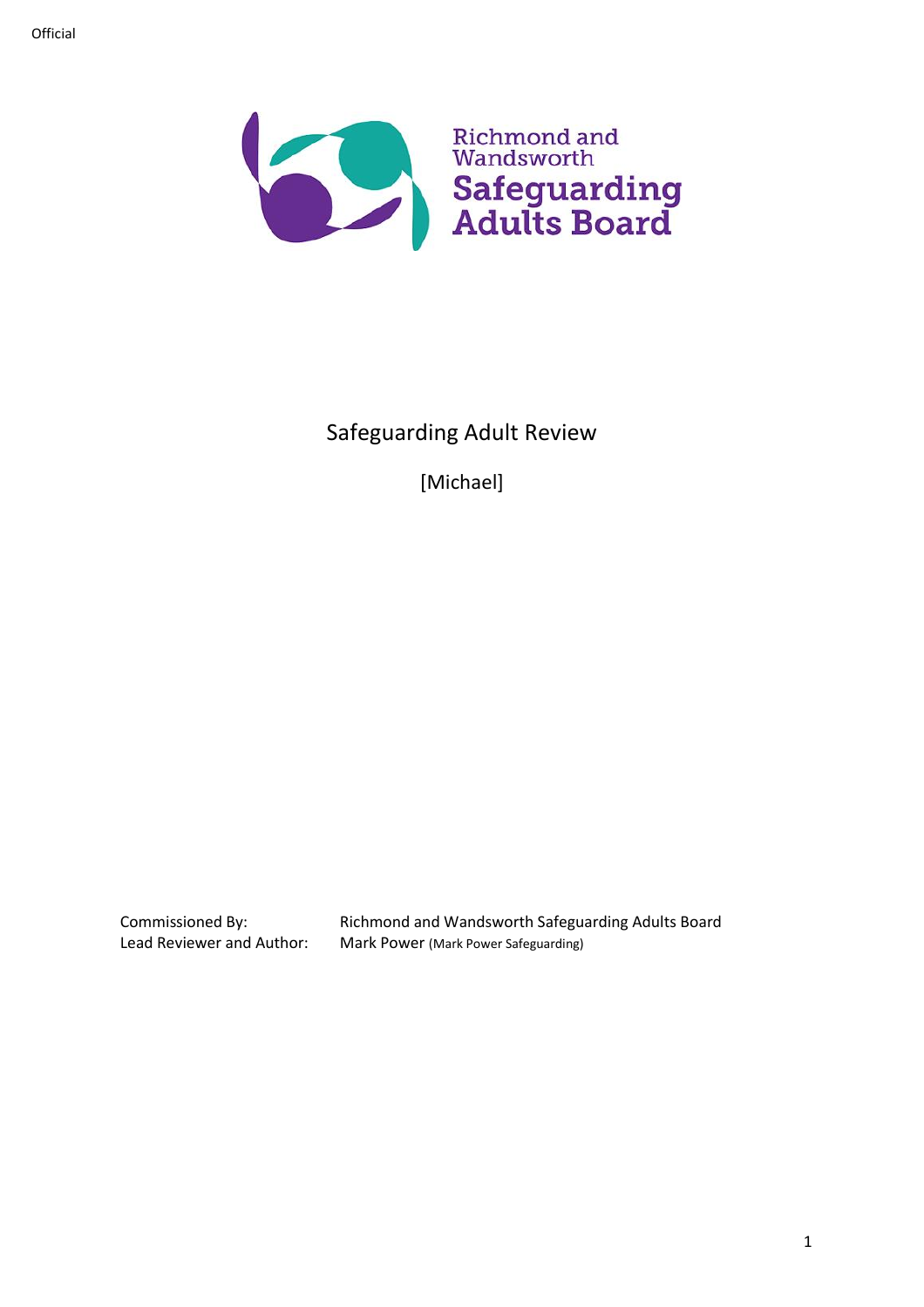Richmond and Wandsworth Safeguarding Adults Board

# Safeguarding Adult Review

[Michael]

Commissioned By: Richmond and Wandsworth Safeguarding Adults Board
Lead Reviewer and Author: Mark Power (Mark Power Safeguarding)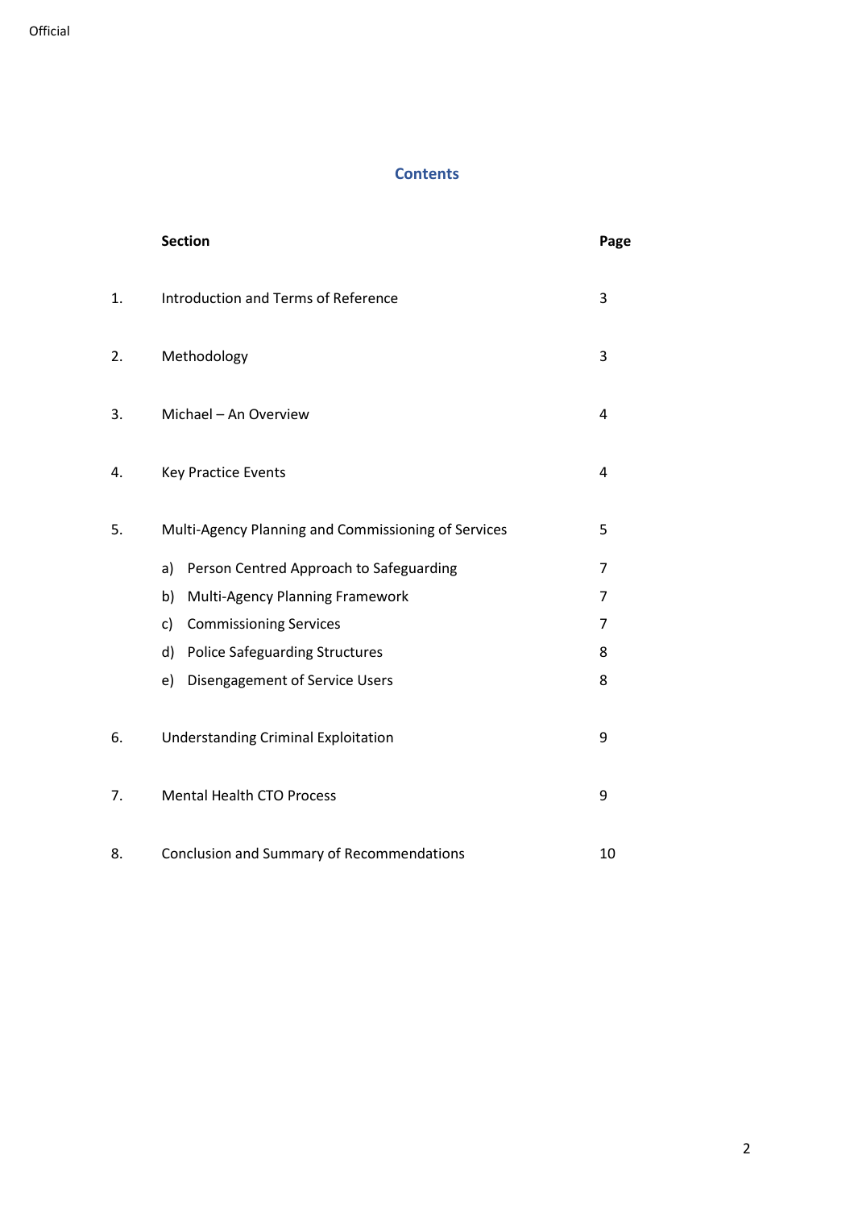## Contents

| | Section | Page |
|---|---|---|
| 1. | Introduction and Terms of Reference | 3 |
| 2. | Methodology | 3 |
| 3. | Michael – An Overview | 4 |
| 4. | Key Practice Events | 4 |
| 5. | Multi-Agency Planning and Commissioning of Services | 5 |
| | a) Person Centred Approach to Safeguarding | 7 |
| | b) Multi-Agency Planning Framework | 7 |
| | c) Commissioning Services | 7 |
| | d) Police Safeguarding Structures | 8 |
| | e) Disengagement of Service Users | 8 |
| 6. | Understanding Criminal Exploitation | 9 |
| 7. | Mental Health CTO Process | 9 |
| 8. | Conclusion and Summary of Recommendations | 10 |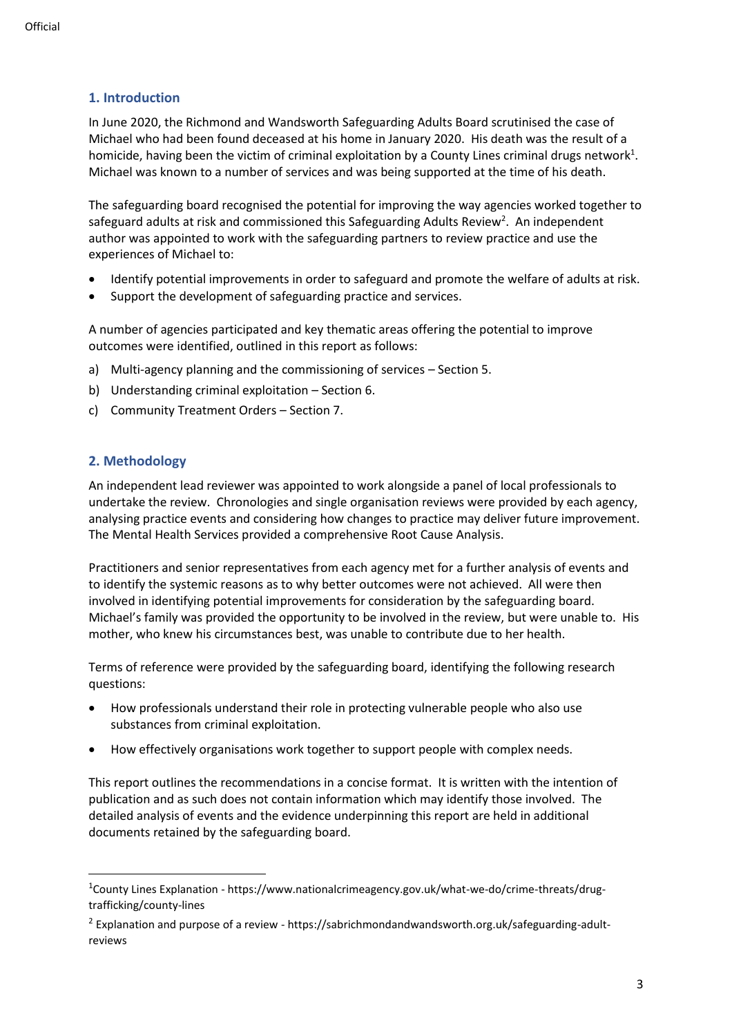## 1. Introduction

In June 2020, the Richmond and Wandsworth Safeguarding Adults Board scrutinised the case of Michael who had been found deceased at his home in January 2020. His death was the result of a homicide, having been the victim of criminal exploitation by a County Lines criminal drugs network[1]. Michael was known to a number of services and was being supported at the time of his death.

The safeguarding board recognised the potential for improving the way agencies worked together to safeguard adults at risk and commissioned this Safeguarding Adults Review[2]. An independent author was appointed to work with the safeguarding partners to review practice and use the experiences of Michael to:

- Identify potential improvements in order to safeguard and promote the welfare of adults at risk.
- Support the development of safeguarding practice and services.

A number of agencies participated and key thematic areas offering the potential to improve outcomes were identified, outlined in this report as follows:

a) Multi-agency planning and the commissioning of services – Section 5.
b) Understanding criminal exploitation – Section 6.
c) Community Treatment Orders – Section 7.

## 2. Methodology

An independent lead reviewer was appointed to work alongside a panel of local professionals to undertake the review. Chronologies and single organisation reviews were provided by each agency, analysing practice events and considering how changes to practice may deliver future improvement. The Mental Health Services provided a comprehensive Root Cause Analysis.

Practitioners and senior representatives from each agency met for a further analysis of events and to identify the systemic reasons as to why better outcomes were not achieved. All were then involved in identifying potential improvements for consideration by the safeguarding board. Michael's family was provided the opportunity to be involved in the review, but were unable to. His mother, who knew his circumstances best, was unable to contribute due to her health.

Terms of reference were provided by the safeguarding board, identifying the following research questions:

- How professionals understand their role in protecting vulnerable people who also use substances from criminal exploitation.
- How effectively organisations work together to support people with complex needs.

This report outlines the recommendations in a concise format. It is written with the intention of publication and as such does not contain information which may identify those involved. The detailed analysis of events and the evidence underpinning this report are held in additional documents retained by the safeguarding board.

---

[1] County Lines Explanation - https://www.nationalcrimeagency.gov.uk/what-we-do/crime-threats/drug-trafficking/county-lines

[2] Explanation and purpose of a review - https://sabrichmondandwandsworth.org.uk/safeguarding-adult-reviews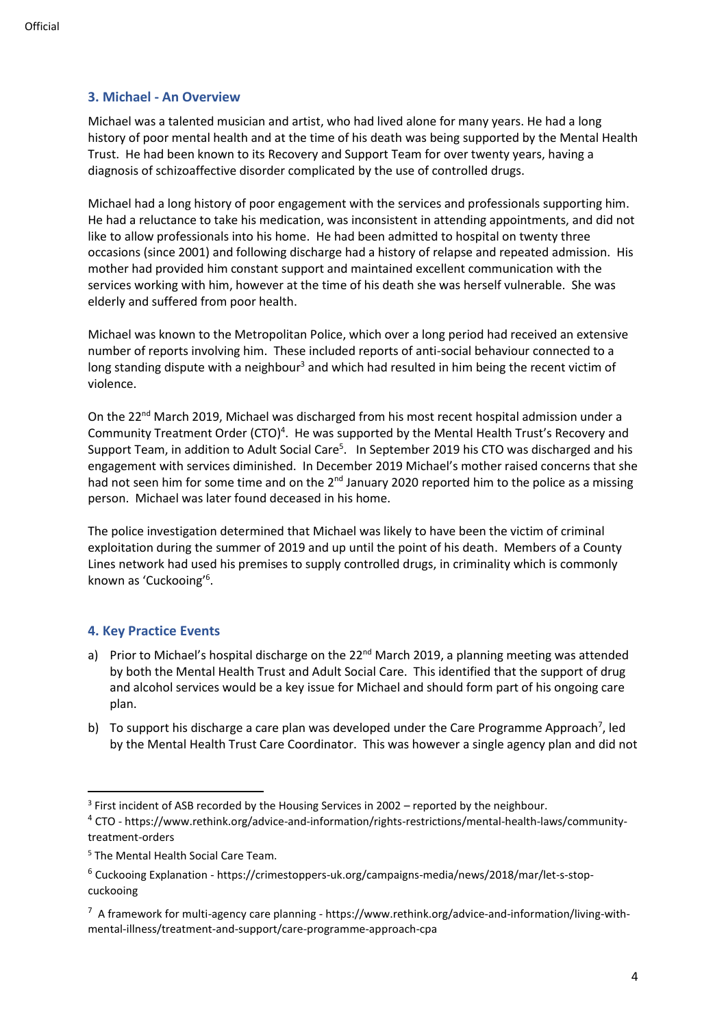## 3. Michael - An Overview

Michael was a talented musician and artist, who had lived alone for many years. He had a long history of poor mental health and at the time of his death was being supported by the Mental Health Trust. He had been known to its Recovery and Support Team for over twenty years, having a diagnosis of schizoaffective disorder complicated by the use of controlled drugs.

Michael had a long history of poor engagement with the services and professionals supporting him. He had a reluctance to take his medication, was inconsistent in attending appointments, and did not like to allow professionals into his home. He had been admitted to hospital on twenty three occasions (since 2001) and following discharge had a history of relapse and repeated admission. His mother had provided him constant support and maintained excellent communication with the services working with him, however at the time of his death she was herself vulnerable. She was elderly and suffered from poor health.

Michael was known to the Metropolitan Police, which over a long period had received an extensive number of reports involving him. These included reports of anti-social behaviour connected to a long standing dispute with a neighbour[3] and which had resulted in him being the recent victim of violence.

On the 22nd March 2019, Michael was discharged from his most recent hospital admission under a Community Treatment Order (CTO)[4]. He was supported by the Mental Health Trust's Recovery and Support Team, in addition to Adult Social Care[5]. In September 2019 his CTO was discharged and his engagement with services diminished. In December 2019 Michael's mother raised concerns that she had not seen him for some time and on the 2nd January 2020 reported him to the police as a missing person. Michael was later found deceased in his home.

The police investigation determined that Michael was likely to have been the victim of criminal exploitation during the summer of 2019 and up until the point of his death. Members of a County Lines network had used his premises to supply controlled drugs, in criminality which is commonly known as 'Cuckooing'[6].

## 4. Key Practice Events

a) Prior to Michael's hospital discharge on the 22nd March 2019, a planning meeting was attended by both the Mental Health Trust and Adult Social Care. This identified that the support of drug and alcohol services would be a key issue for Michael and should form part of his ongoing care plan.

b) To support his discharge a care plan was developed under the Care Programme Approach[7], led by the Mental Health Trust Care Coordinator. This was however a single agency plan and did not

---

[3] First incident of ASB recorded by the Housing Services in 2002 – reported by the neighbour.

[4] CTO - https://www.rethink.org/advice-and-information/rights-restrictions/mental-health-laws/community-treatment-orders

[5] The Mental Health Social Care Team.

[6] Cuckooing Explanation - https://crimestoppers-uk.org/campaigns-media/news/2018/mar/let-s-stop-cuckooing

[7] A framework for multi-agency care planning - https://www.rethink.org/advice-and-information/living-with-mental-illness/treatment-and-support/care-programme-approach-cpa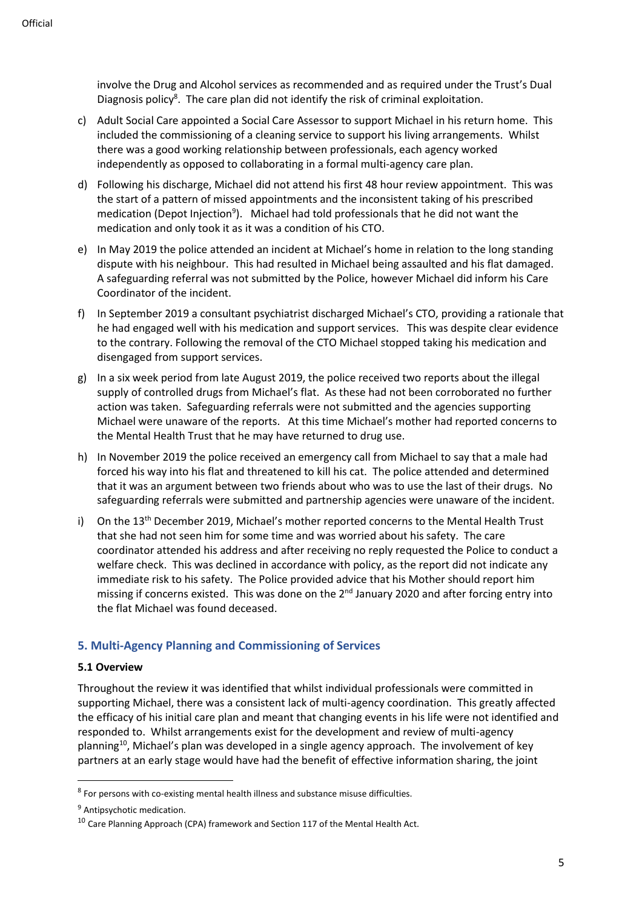involve the Drug and Alcohol services as recommended and as required under the Trust's Dual Diagnosis policy[8]. The care plan did not identify the risk of criminal exploitation.

c) Adult Social Care appointed a Social Care Assessor to support Michael in his return home. This included the commissioning of a cleaning service to support his living arrangements. Whilst there was a good working relationship between professionals, each agency worked independently as opposed to collaborating in a formal multi-agency care plan.

d) Following his discharge, Michael did not attend his first 48 hour review appointment. This was the start of a pattern of missed appointments and the inconsistent taking of his prescribed medication (Depot Injection[9]). Michael had told professionals that he did not want the medication and only took it as it was a condition of his CTO.

e) In May 2019 the police attended an incident at Michael's home in relation to the long standing dispute with his neighbour. This had resulted in Michael being assaulted and his flat damaged. A safeguarding referral was not submitted by the Police, however Michael did inform his Care Coordinator of the incident.

f) In September 2019 a consultant psychiatrist discharged Michael's CTO, providing a rationale that he had engaged well with his medication and support services. This was despite clear evidence to the contrary. Following the removal of the CTO Michael stopped taking his medication and disengaged from support services.

g) In a six week period from late August 2019, the police received two reports about the illegal supply of controlled drugs from Michael's flat. As these had not been corroborated no further action was taken. Safeguarding referrals were not submitted and the agencies supporting Michael were unaware of the reports. At this time Michael's mother had reported concerns to the Mental Health Trust that he may have returned to drug use.

h) In November 2019 the police received an emergency call from Michael to say that a male had forced his way into his flat and threatened to kill his cat. The police attended and determined that it was an argument between two friends about who was to use the last of their drugs. No safeguarding referrals were submitted and partnership agencies were unaware of the incident.

i) On the 13th December 2019, Michael's mother reported concerns to the Mental Health Trust that she had not seen him for some time and was worried about his safety. The care coordinator attended his address and after receiving no reply requested the Police to conduct a welfare check. This was declined in accordance with policy, as the report did not indicate any immediate risk to his safety. The Police provided advice that his Mother should report him missing if concerns existed. This was done on the 2nd January 2020 and after forcing entry into the flat Michael was found deceased.

## 5. Multi-Agency Planning and Commissioning of Services

### 5.1 Overview

Throughout the review it was identified that whilst individual professionals were committed in supporting Michael, there was a consistent lack of multi-agency coordination. This greatly affected the efficacy of his initial care plan and meant that changing events in his life were not identified and responded to. Whilst arrangements exist for the development and review of multi-agency planning[10], Michael's plan was developed in a single agency approach. The involvement of key partners at an early stage would have had the benefit of effective information sharing, the joint

---

[8] For persons with co-existing mental health illness and substance misuse difficulties.

[9] Antipsychotic medication.

[10] Care Planning Approach (CPA) framework and Section 117 of the Mental Health Act.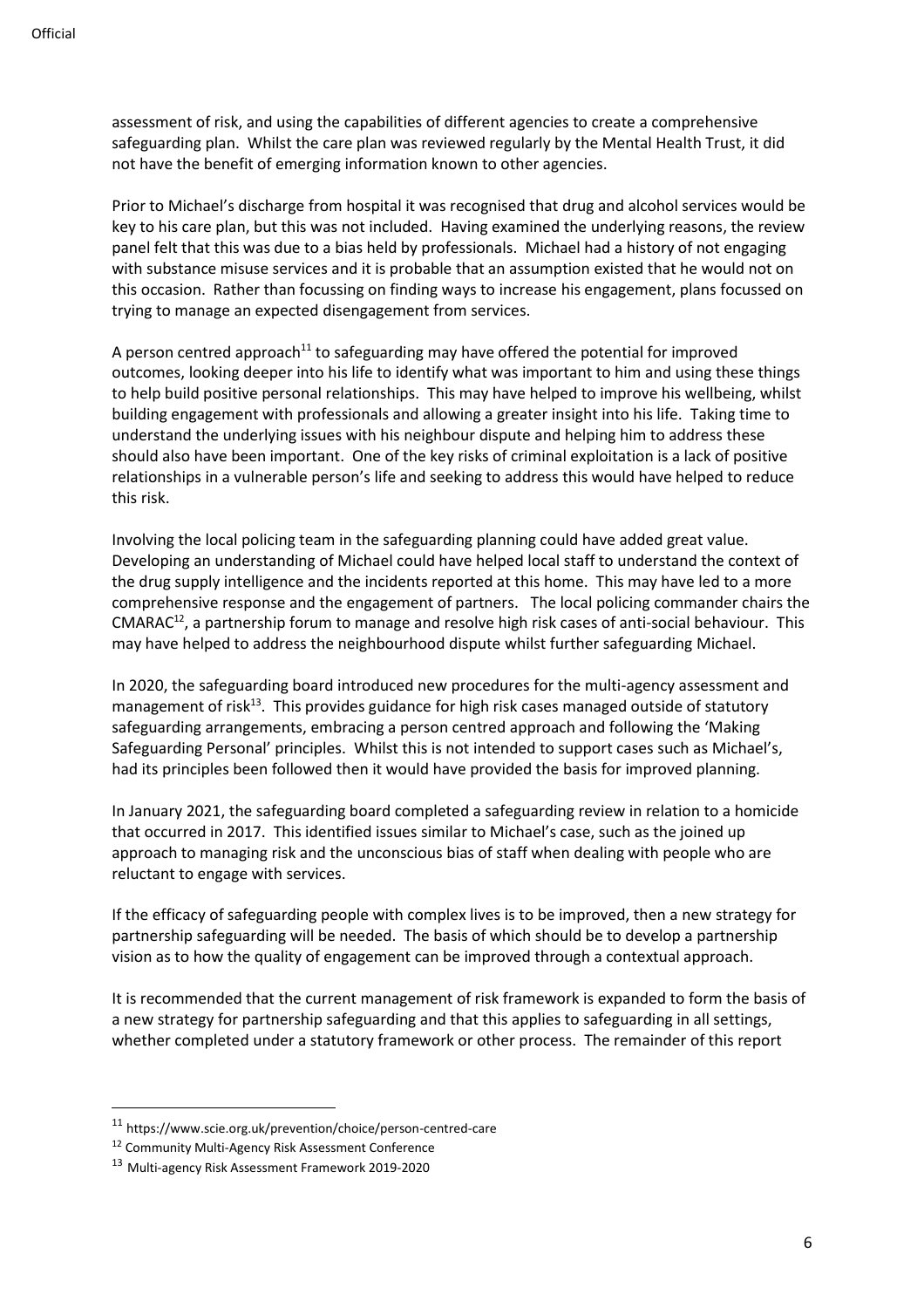assessment of risk, and using the capabilities of different agencies to create a comprehensive safeguarding plan. Whilst the care plan was reviewed regularly by the Mental Health Trust, it did not have the benefit of emerging information known to other agencies.

Prior to Michael's discharge from hospital it was recognised that drug and alcohol services would be key to his care plan, but this was not included. Having examined the underlying reasons, the review panel felt that this was due to a bias held by professionals. Michael had a history of not engaging with substance misuse services and it is probable that an assumption existed that he would not on this occasion. Rather than focussing on finding ways to increase his engagement, plans focussed on trying to manage an expected disengagement from services.

A person centred approach[11] to safeguarding may have offered the potential for improved outcomes, looking deeper into his life to identify what was important to him and using these things to help build positive personal relationships. This may have helped to improve his wellbeing, whilst building engagement with professionals and allowing a greater insight into his life. Taking time to understand the underlying issues with his neighbour dispute and helping him to address these should also have been important. One of the key risks of criminal exploitation is a lack of positive relationships in a vulnerable person's life and seeking to address this would have helped to reduce this risk.

Involving the local policing team in the safeguarding planning could have added great value. Developing an understanding of Michael could have helped local staff to understand the context of the drug supply intelligence and the incidents reported at this home. This may have led to a more comprehensive response and the engagement of partners. The local policing commander chairs the CMARAC[12], a partnership forum to manage and resolve high risk cases of anti-social behaviour. This may have helped to address the neighbourhood dispute whilst further safeguarding Michael.

In 2020, the safeguarding board introduced new procedures for the multi-agency assessment and management of risk[13]. This provides guidance for high risk cases managed outside of statutory safeguarding arrangements, embracing a person centred approach and following the 'Making Safeguarding Personal' principles. Whilst this is not intended to support cases such as Michael's, had its principles been followed then it would have provided the basis for improved planning.

In January 2021, the safeguarding board completed a safeguarding review in relation to a homicide that occurred in 2017. This identified issues similar to Michael's case, such as the joined up approach to managing risk and the unconscious bias of staff when dealing with people who are reluctant to engage with services.

If the efficacy of safeguarding people with complex lives is to be improved, then a new strategy for partnership safeguarding will be needed. The basis of which should be to develop a partnership vision as to how the quality of engagement can be improved through a contextual approach.

It is recommended that the current management of risk framework is expanded to form the basis of a new strategy for partnership safeguarding and that this applies to safeguarding in all settings, whether completed under a statutory framework or other process. The remainder of this report

---

[11] https://www.scie.org.uk/prevention/choice/person-centred-care

[12] Community Multi-Agency Risk Assessment Conference

[13] Multi-agency Risk Assessment Framework 2019-2020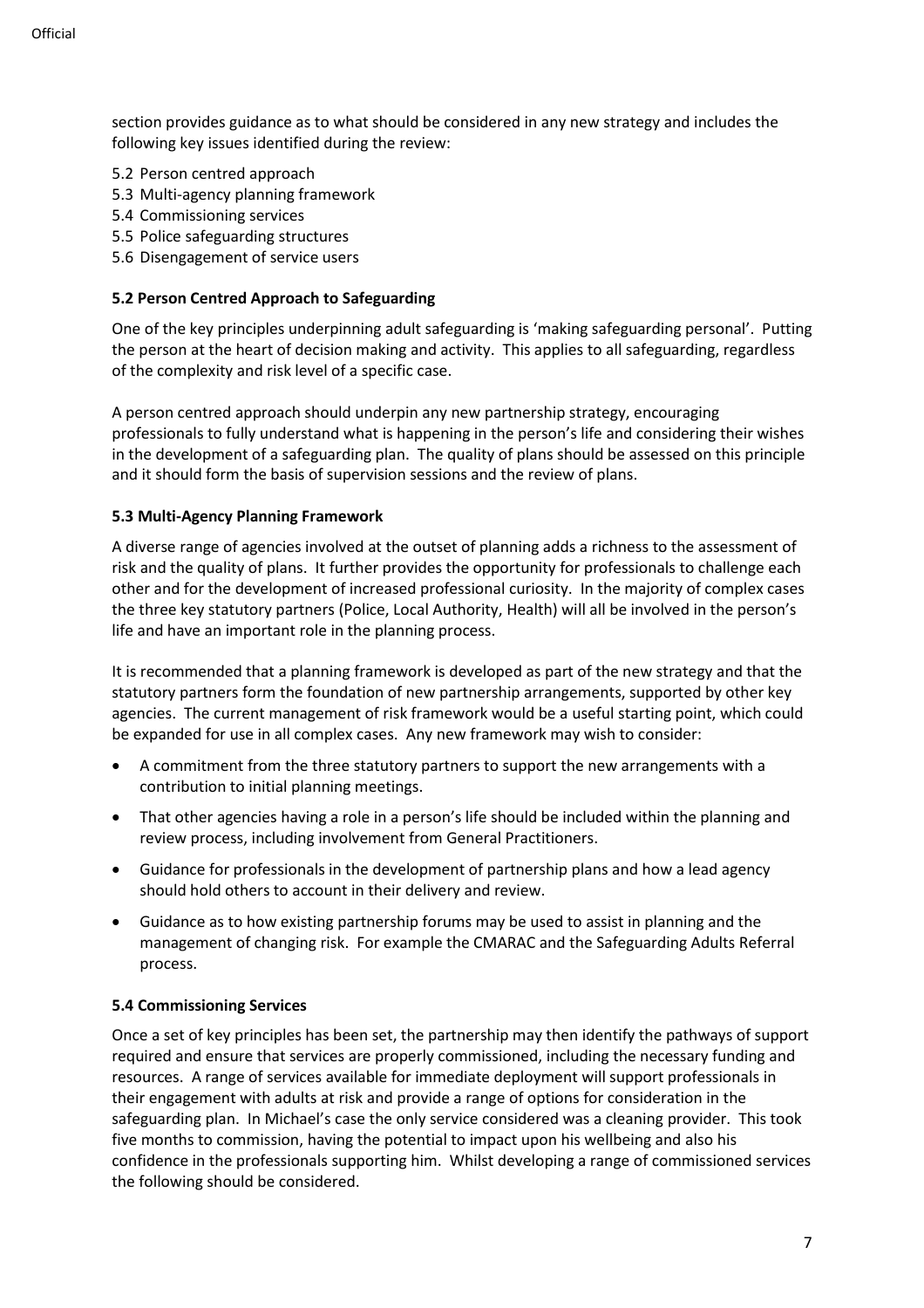section provides guidance as to what should be considered in any new strategy and includes the following key issues identified during the review:

5.2 Person centred approach
5.3 Multi-agency planning framework
5.4 Commissioning services
5.5 Police safeguarding structures
5.6 Disengagement of service users

**5.2 Person Centred Approach to Safeguarding**

One of the key principles underpinning adult safeguarding is 'making safeguarding personal'. Putting the person at the heart of decision making and activity. This applies to all safeguarding, regardless of the complexity and risk level of a specific case.

A person centred approach should underpin any new partnership strategy, encouraging professionals to fully understand what is happening in the person's life and considering their wishes in the development of a safeguarding plan. The quality of plans should be assessed on this principle and it should form the basis of supervision sessions and the review of plans.

**5.3 Multi-Agency Planning Framework**

A diverse range of agencies involved at the outset of planning adds a richness to the assessment of risk and the quality of plans. It further provides the opportunity for professionals to challenge each other and for the development of increased professional curiosity. In the majority of complex cases the three key statutory partners (Police, Local Authority, Health) will all be involved in the person's life and have an important role in the planning process.

It is recommended that a planning framework is developed as part of the new strategy and that the statutory partners form the foundation of new partnership arrangements, supported by other key agencies. The current management of risk framework would be a useful starting point, which could be expanded for use in all complex cases. Any new framework may wish to consider:

- A commitment from the three statutory partners to support the new arrangements with a contribution to initial planning meetings.
- That other agencies having a role in a person's life should be included within the planning and review process, including involvement from General Practitioners.
- Guidance for professionals in the development of partnership plans and how a lead agency should hold others to account in their delivery and review.
- Guidance as to how existing partnership forums may be used to assist in planning and the management of changing risk. For example the CMARAC and the Safeguarding Adults Referral process.

**5.4 Commissioning Services**

Once a set of key principles has been set, the partnership may then identify the pathways of support required and ensure that services are properly commissioned, including the necessary funding and resources. A range of services available for immediate deployment will support professionals in their engagement with adults at risk and provide a range of options for consideration in the safeguarding plan. In Michael's case the only service considered was a cleaning provider. This took five months to commission, having the potential to impact upon his wellbeing and also his confidence in the professionals supporting him. Whilst developing a range of commissioned services the following should be considered.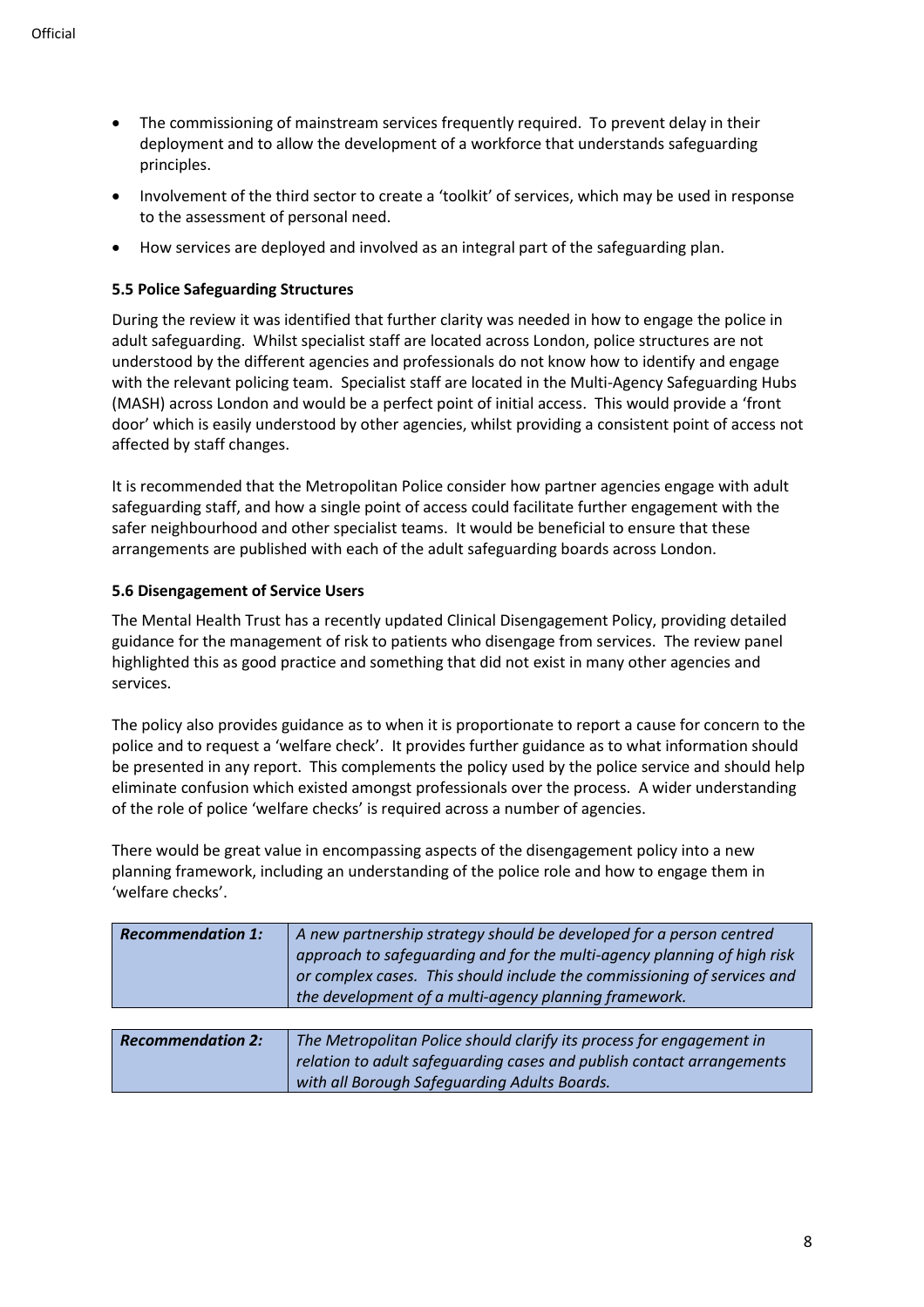- The commissioning of mainstream services frequently required. To prevent delay in their deployment and to allow the development of a workforce that understands safeguarding principles.
- Involvement of the third sector to create a 'toolkit' of services, which may be used in response to the assessment of personal need.
- How services are deployed and involved as an integral part of the safeguarding plan.

### 5.5 Police Safeguarding Structures

During the review it was identified that further clarity was needed in how to engage the police in adult safeguarding. Whilst specialist staff are located across London, police structures are not understood by the different agencies and professionals do not know how to identify and engage with the relevant policing team. Specialist staff are located in the Multi-Agency Safeguarding Hubs (MASH) across London and would be a perfect point of initial access. This would provide a 'front door' which is easily understood by other agencies, whilst providing a consistent point of access not affected by staff changes.

It is recommended that the Metropolitan Police consider how partner agencies engage with adult safeguarding staff, and how a single point of access could facilitate further engagement with the safer neighbourhood and other specialist teams. It would be beneficial to ensure that these arrangements are published with each of the adult safeguarding boards across London.

### 5.6 Disengagement of Service Users

The Mental Health Trust has a recently updated Clinical Disengagement Policy, providing detailed guidance for the management of risk to patients who disengage from services. The review panel highlighted this as good practice and something that did not exist in many other agencies and services.

The policy also provides guidance as to when it is proportionate to report a cause for concern to the police and to request a 'welfare check'. It provides further guidance as to what information should be presented in any report. This complements the policy used by the police service and should help eliminate confusion which existed amongst professionals over the process. A wider understanding of the role of police 'welfare checks' is required across a number of agencies.

There would be great value in encompassing aspects of the disengagement policy into a new planning framework, including an understanding of the police role and how to engage them in 'welfare checks'.

| ***Recommendation 1:*** | *A new partnership strategy should be developed for a person centred approach to safeguarding and for the multi-agency planning of high risk or complex cases. This should include the commissioning of services and the development of a multi-agency planning framework.* |
|---|---|

| ***Recommendation 2:*** | *The Metropolitan Police should clarify its process for engagement in relation to adult safeguarding cases and publish contact arrangements with all Borough Safeguarding Adults Boards.* |
|---|---|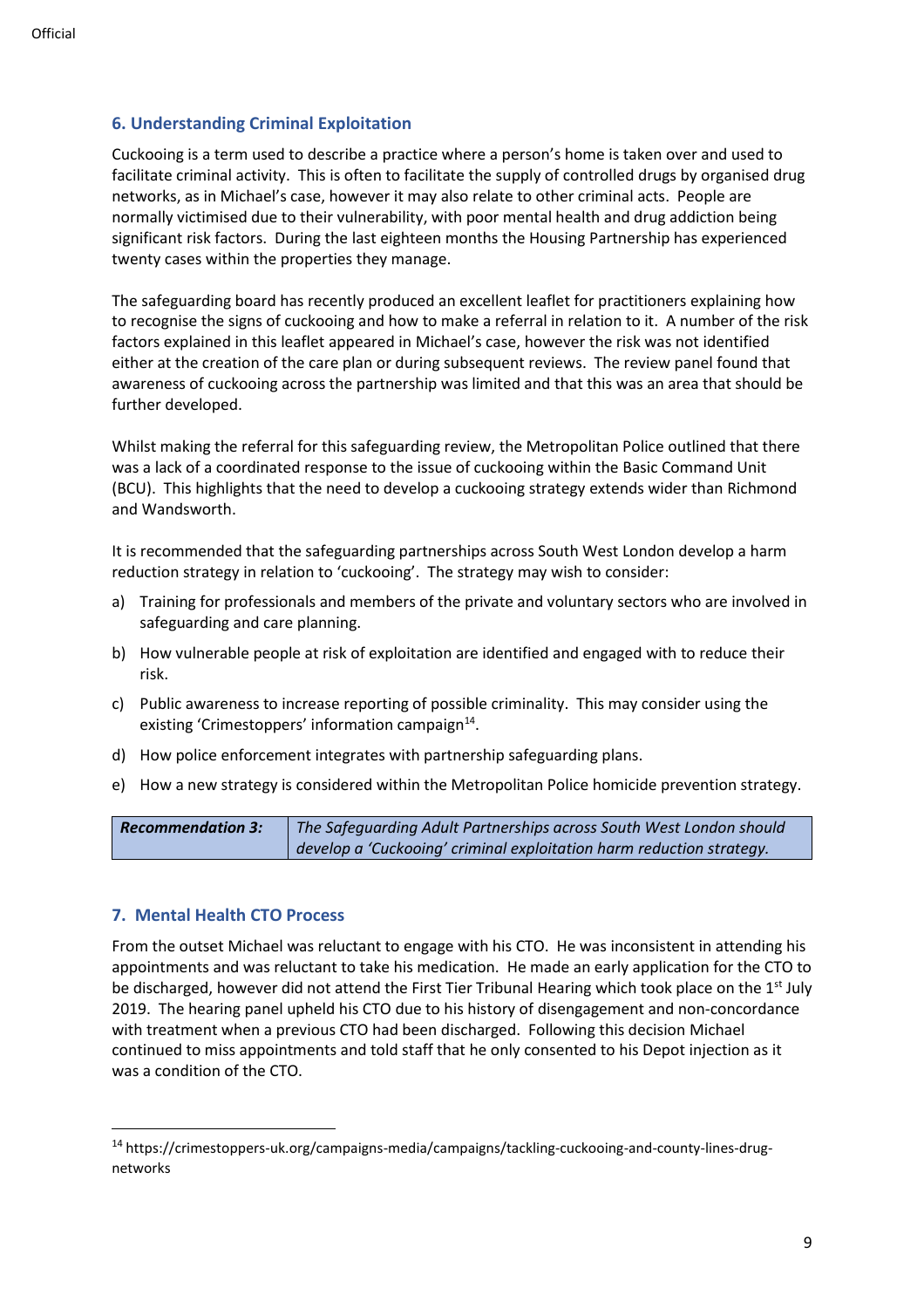## 6. Understanding Criminal Exploitation

Cuckooing is a term used to describe a practice where a person's home is taken over and used to facilitate criminal activity. This is often to facilitate the supply of controlled drugs by organised drug networks, as in Michael's case, however it may also relate to other criminal acts. People are normally victimised due to their vulnerability, with poor mental health and drug addiction being significant risk factors. During the last eighteen months the Housing Partnership has experienced twenty cases within the properties they manage.

The safeguarding board has recently produced an excellent leaflet for practitioners explaining how to recognise the signs of cuckooing and how to make a referral in relation to it. A number of the risk factors explained in this leaflet appeared in Michael's case, however the risk was not identified either at the creation of the care plan or during subsequent reviews. The review panel found that awareness of cuckooing across the partnership was limited and that this was an area that should be further developed.

Whilst making the referral for this safeguarding review, the Metropolitan Police outlined that there was a lack of a coordinated response to the issue of cuckooing within the Basic Command Unit (BCU). This highlights that the need to develop a cuckooing strategy extends wider than Richmond and Wandsworth.

It is recommended that the safeguarding partnerships across South West London develop a harm reduction strategy in relation to 'cuckooing'. The strategy may wish to consider:

a) Training for professionals and members of the private and voluntary sectors who are involved in safeguarding and care planning.
b) How vulnerable people at risk of exploitation are identified and engaged with to reduce their risk.
c) Public awareness to increase reporting of possible criminality. This may consider using the existing 'Crimestoppers' information campaign[14].
d) How police enforcement integrates with partnership safeguarding plans.
e) How a new strategy is considered within the Metropolitan Police homicide prevention strategy.

| ***Recommendation 3:*** | *The Safeguarding Adult Partnerships across South West London should develop a 'Cuckooing' criminal exploitation harm reduction strategy.* |
|---|---|

## 7. Mental Health CTO Process

From the outset Michael was reluctant to engage with his CTO. He was inconsistent in attending his appointments and was reluctant to take his medication. He made an early application for the CTO to be discharged, however did not attend the First Tier Tribunal Hearing which took place on the 1st July 2019. The hearing panel upheld his CTO due to his history of disengagement and non-concordance with treatment when a previous CTO had been discharged. Following this decision Michael continued to miss appointments and told staff that he only consented to his Depot injection as it was a condition of the CTO.

[14] https://crimestoppers-uk.org/campaigns-media/campaigns/tackling-cuckooing-and-county-lines-drug-networks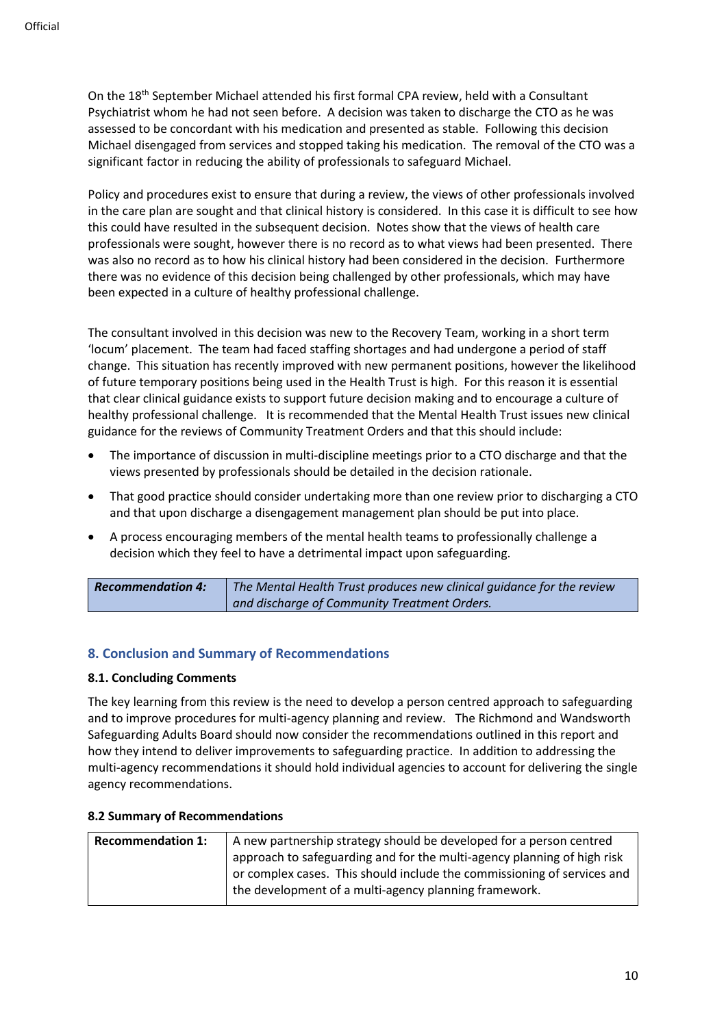On the 18th September Michael attended his first formal CPA review, held with a Consultant Psychiatrist whom he had not seen before. A decision was taken to discharge the CTO as he was assessed to be concordant with his medication and presented as stable. Following this decision Michael disengaged from services and stopped taking his medication. The removal of the CTO was a significant factor in reducing the ability of professionals to safeguard Michael.

Policy and procedures exist to ensure that during a review, the views of other professionals involved in the care plan are sought and that clinical history is considered. In this case it is difficult to see how this could have resulted in the subsequent decision. Notes show that the views of health care professionals were sought, however there is no record as to what views had been presented. There was also no record as to how his clinical history had been considered in the decision. Furthermore there was no evidence of this decision being challenged by other professionals, which may have been expected in a culture of healthy professional challenge.

The consultant involved in this decision was new to the Recovery Team, working in a short term 'locum' placement. The team had faced staffing shortages and had undergone a period of staff change. This situation has recently improved with new permanent positions, however the likelihood of future temporary positions being used in the Health Trust is high. For this reason it is essential that clear clinical guidance exists to support future decision making and to encourage a culture of healthy professional challenge. It is recommended that the Mental Health Trust issues new clinical guidance for the reviews of Community Treatment Orders and that this should include:

- The importance of discussion in multi-discipline meetings prior to a CTO discharge and that the views presented by professionals should be detailed in the decision rationale.
- That good practice should consider undertaking more than one review prior to discharging a CTO and that upon discharge a disengagement management plan should be put into place.
- A process encouraging members of the mental health teams to professionally challenge a decision which they feel to have a detrimental impact upon safeguarding.

| ***Recommendation 4:*** | *The Mental Health Trust produces new clinical guidance for the review and discharge of Community Treatment Orders.* |
|---|---|

## 8. Conclusion and Summary of Recommendations

### 8.1. Concluding Comments

The key learning from this review is the need to develop a person centred approach to safeguarding and to improve procedures for multi-agency planning and review. The Richmond and Wandsworth Safeguarding Adults Board should now consider the recommendations outlined in this report and how they intend to deliver improvements to safeguarding practice. In addition to addressing the multi-agency recommendations it should hold individual agencies to account for delivering the single agency recommendations.

### 8.2 Summary of Recommendations

| **Recommendation 1:** | A new partnership strategy should be developed for a person centred approach to safeguarding and for the multi-agency planning of high risk or complex cases. This should include the commissioning of services and the development of a multi-agency planning framework. |
|---|---|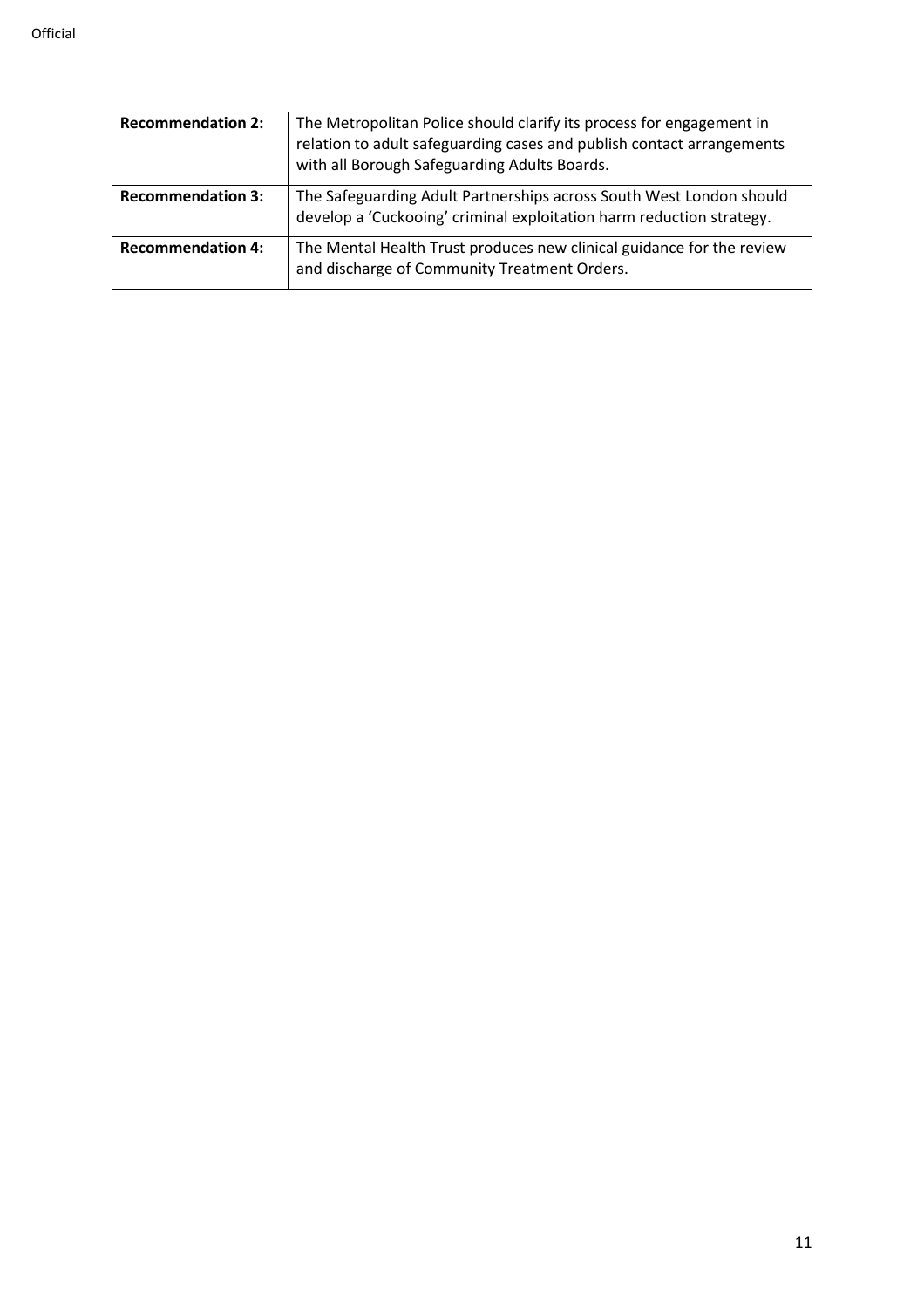| | |
|---|---|
| **Recommendation 2:** | The Metropolitan Police should clarify its process for engagement in relation to adult safeguarding cases and publish contact arrangements with all Borough Safeguarding Adults Boards. |
| **Recommendation 3:** | The Safeguarding Adult Partnerships across South West London should develop a 'Cuckooing' criminal exploitation harm reduction strategy. |
| **Recommendation 4:** | The Mental Health Trust produces new clinical guidance for the review and discharge of Community Treatment Orders. |